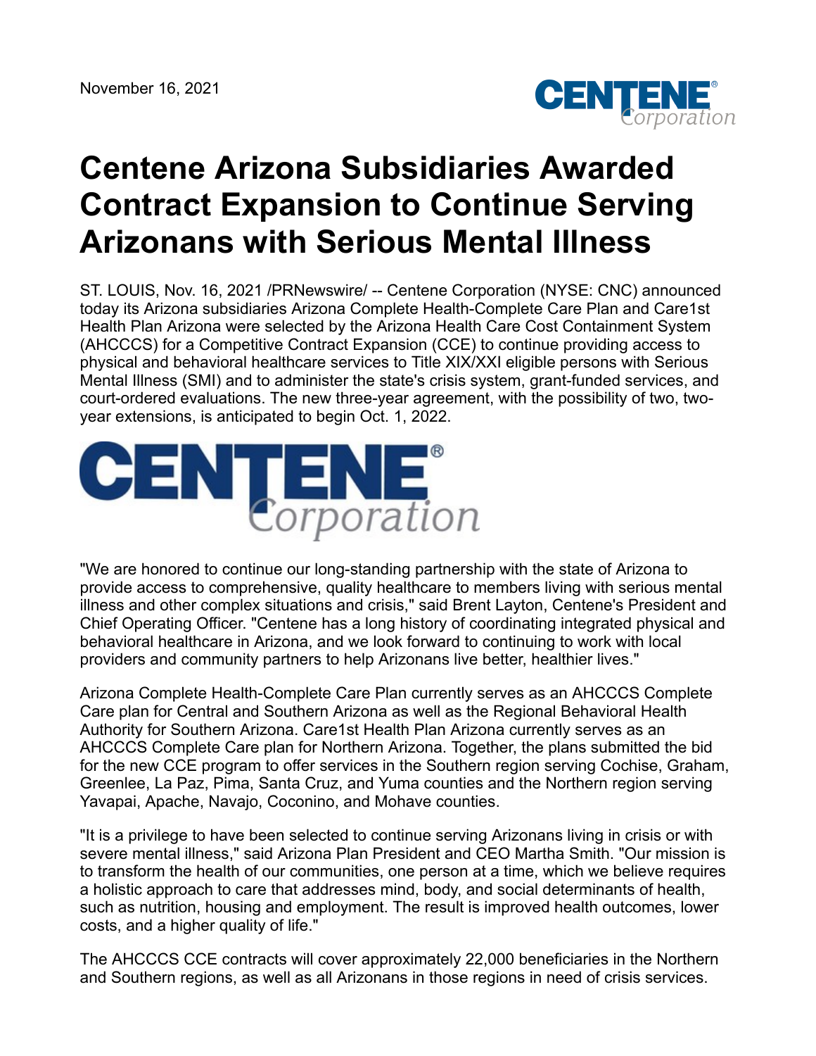November 16, 2021

# Centene Arizona Subsidiaries Awarded Contract Expansion to Continue Serving Arizonans with Serious Mental Illness

ST. LOUIS, Nov. 16, 2021 /PRNewswire/ -- Centene Corporation (NYSE: CNC) announced today its Arizona subsidiaries Arizona Complete Health-Complete Care Plan and Care1st Health Plan Arizona were selected by the Arizona Health Care Cost Containment System (AHCCCS) for a Competitive Contract Expansion (CCE) to continue providing access to physical and behavioral healthcare services to Title XIX/XXI eligible persons with Serious Mental Illness (SMI) and to administer the state's crisis system, grant-funded services, and court-ordered evaluations. The new three-year agreement, with the possibility of two, two-year extensions, is anticipated to begin Oct. 1, 2022.

"We are honored to continue our long-standing partnership with the state of Arizona to provide access to comprehensive, quality healthcare to members living with serious mental illness and other complex situations and crisis," said Brent Layton, Centene's President and Chief Operating Officer. "Centene has a long history of coordinating integrated physical and behavioral healthcare in Arizona, and we look forward to continuing to work with local providers and community partners to help Arizonans live better, healthier lives."

Arizona Complete Health-Complete Care Plan currently serves as an AHCCCS Complete Care plan for Central and Southern Arizona as well as the Regional Behavioral Health Authority for Southern Arizona. Care1st Health Plan Arizona currently serves as an AHCCCS Complete Care plan for Northern Arizona. Together, the plans submitted the bid for the new CCE program to offer services in the Southern region serving Cochise, Graham, Greenlee, La Paz, Pima, Santa Cruz, and Yuma counties and the Northern region serving Yavapai, Apache, Navajo, Coconino, and Mohave counties.

"It is a privilege to have been selected to continue serving Arizonans living in crisis or with severe mental illness," said Arizona Plan President and CEO Martha Smith. "Our mission is to transform the health of our communities, one person at a time, which we believe requires a holistic approach to care that addresses mind, body, and social determinants of health, such as nutrition, housing and employment. The result is improved health outcomes, lower costs, and a higher quality of life."

The AHCCCS CCE contracts will cover approximately 22,000 beneficiaries in the Northern and Southern regions, as well as all Arizonans in those regions in need of crisis services.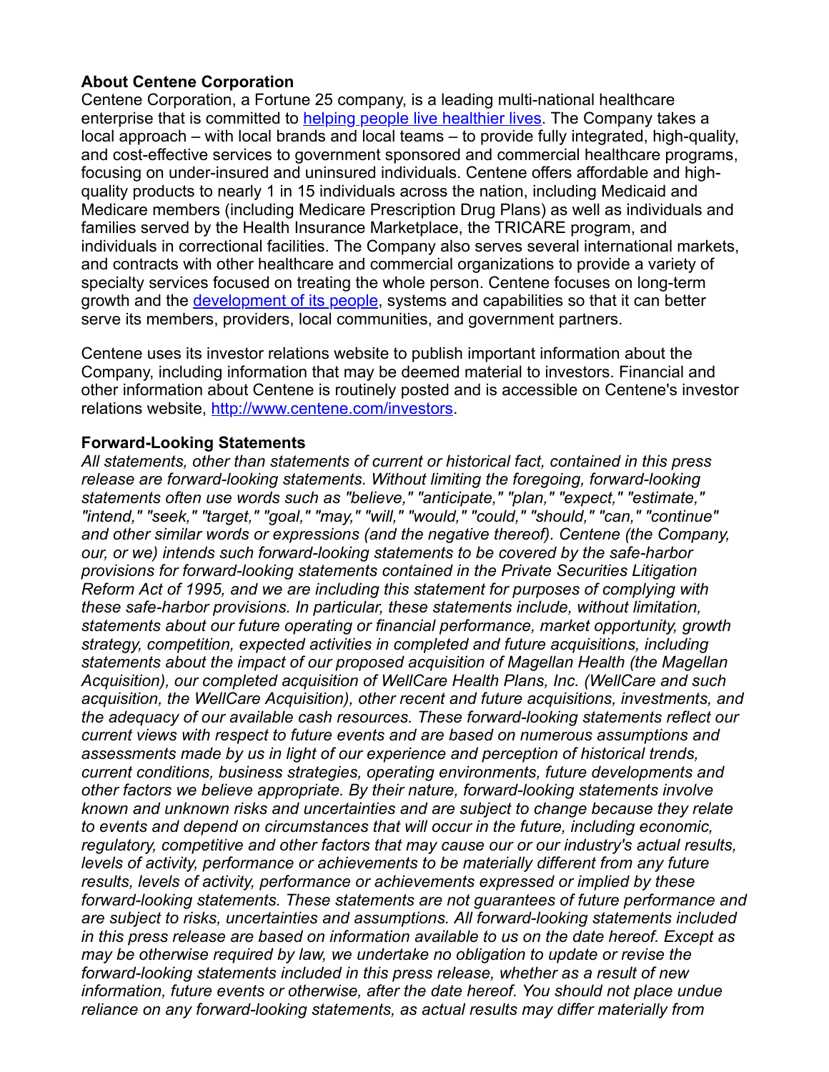**About Centene Corporation**

Centene Corporation, a Fortune 25 company, is a leading multi-national healthcare enterprise that is committed to [helping people live healthier lives](#). The Company takes a local approach – with local brands and local teams – to provide fully integrated, high-quality, and cost-effective services to government sponsored and commercial healthcare programs, focusing on under-insured and uninsured individuals. Centene offers affordable and high-quality products to nearly 1 in 15 individuals across the nation, including Medicaid and Medicare members (including Medicare Prescription Drug Plans) as well as individuals and families served by the Health Insurance Marketplace, the TRICARE program, and individuals in correctional facilities. The Company also serves several international markets, and contracts with other healthcare and commercial organizations to provide a variety of specialty services focused on treating the whole person. Centene focuses on long-term growth and the [development of its people](#), systems and capabilities so that it can better serve its members, providers, local communities, and government partners.

Centene uses its investor relations website to publish important information about the Company, including information that may be deemed material to investors. Financial and other information about Centene is routinely posted and is accessible on Centene's investor relations website, [http://www.centene.com/investors](http://www.centene.com/investors).

**Forward-Looking Statements**

*All statements, other than statements of current or historical fact, contained in this press release are forward-looking statements. Without limiting the foregoing, forward-looking statements often use words such as "believe," "anticipate," "plan," "expect," "estimate," "intend," "seek," "target," "goal," "may," "will," "would," "could," "should," "can," "continue" and other similar words or expressions (and the negative thereof). Centene (the Company, our, or we) intends such forward-looking statements to be covered by the safe-harbor provisions for forward-looking statements contained in the Private Securities Litigation Reform Act of 1995, and we are including this statement for purposes of complying with these safe-harbor provisions. In particular, these statements include, without limitation, statements about our future operating or financial performance, market opportunity, growth strategy, competition, expected activities in completed and future acquisitions, including statements about the impact of our proposed acquisition of Magellan Health (the Magellan Acquisition), our completed acquisition of WellCare Health Plans, Inc. (WellCare and such acquisition, the WellCare Acquisition), other recent and future acquisitions, investments, and the adequacy of our available cash resources. These forward-looking statements reflect our current views with respect to future events and are based on numerous assumptions and assessments made by us in light of our experience and perception of historical trends, current conditions, business strategies, operating environments, future developments and other factors we believe appropriate. By their nature, forward-looking statements involve known and unknown risks and uncertainties and are subject to change because they relate to events and depend on circumstances that will occur in the future, including economic, regulatory, competitive and other factors that may cause our or our industry's actual results, levels of activity, performance or achievements to be materially different from any future results, levels of activity, performance or achievements expressed or implied by these forward-looking statements. These statements are not guarantees of future performance and are subject to risks, uncertainties and assumptions. All forward-looking statements included in this press release are based on information available to us on the date hereof. Except as may be otherwise required by law, we undertake no obligation to update or revise the forward-looking statements included in this press release, whether as a result of new information, future events or otherwise, after the date hereof. You should not place undue reliance on any forward-looking statements, as actual results may differ materially from*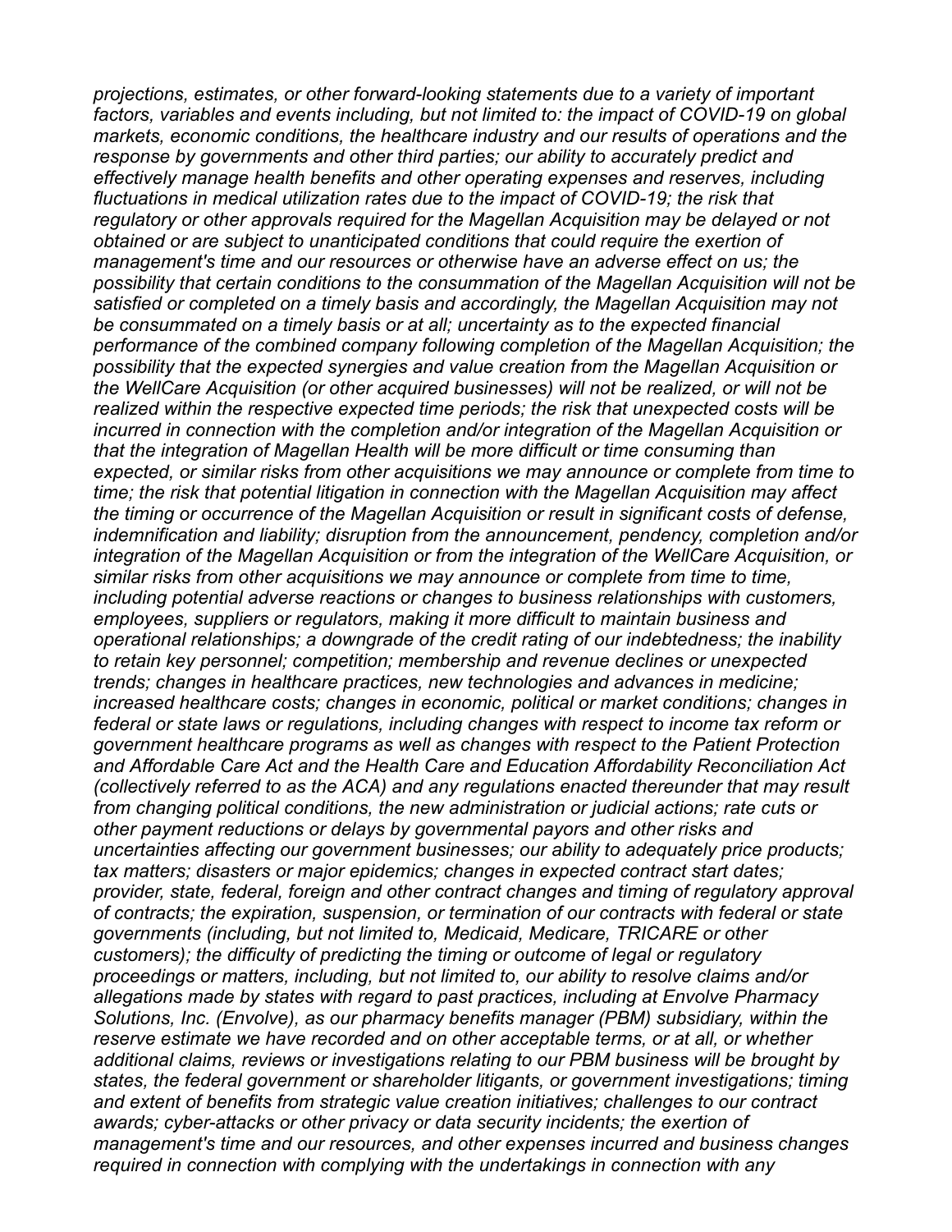*projections, estimates, or other forward-looking statements due to a variety of important factors, variables and events including, but not limited to: the impact of COVID-19 on global markets, economic conditions, the healthcare industry and our results of operations and the response by governments and other third parties; our ability to accurately predict and effectively manage health benefits and other operating expenses and reserves, including fluctuations in medical utilization rates due to the impact of COVID-19; the risk that regulatory or other approvals required for the Magellan Acquisition may be delayed or not obtained or are subject to unanticipated conditions that could require the exertion of management's time and our resources or otherwise have an adverse effect on us; the possibility that certain conditions to the consummation of the Magellan Acquisition will not be satisfied or completed on a timely basis and accordingly, the Magellan Acquisition may not be consummated on a timely basis or at all; uncertainty as to the expected financial performance of the combined company following completion of the Magellan Acquisition; the possibility that the expected synergies and value creation from the Magellan Acquisition or the WellCare Acquisition (or other acquired businesses) will not be realized, or will not be realized within the respective expected time periods; the risk that unexpected costs will be incurred in connection with the completion and/or integration of the Magellan Acquisition or that the integration of Magellan Health will be more difficult or time consuming than expected, or similar risks from other acquisitions we may announce or complete from time to time; the risk that potential litigation in connection with the Magellan Acquisition may affect the timing or occurrence of the Magellan Acquisition or result in significant costs of defense, indemnification and liability; disruption from the announcement, pendency, completion and/or integration of the Magellan Acquisition or from the integration of the WellCare Acquisition, or similar risks from other acquisitions we may announce or complete from time to time, including potential adverse reactions or changes to business relationships with customers, employees, suppliers or regulators, making it more difficult to maintain business and operational relationships; a downgrade of the credit rating of our indebtedness; the inability to retain key personnel; competition; membership and revenue declines or unexpected trends; changes in healthcare practices, new technologies and advances in medicine; increased healthcare costs; changes in economic, political or market conditions; changes in federal or state laws or regulations, including changes with respect to income tax reform or government healthcare programs as well as changes with respect to the Patient Protection and Affordable Care Act and the Health Care and Education Affordability Reconciliation Act (collectively referred to as the ACA) and any regulations enacted thereunder that may result from changing political conditions, the new administration or judicial actions; rate cuts or other payment reductions or delays by governmental payors and other risks and uncertainties affecting our government businesses; our ability to adequately price products; tax matters; disasters or major epidemics; changes in expected contract start dates; provider, state, federal, foreign and other contract changes and timing of regulatory approval of contracts; the expiration, suspension, or termination of our contracts with federal or state governments (including, but not limited to, Medicaid, Medicare, TRICARE or other customers); the difficulty of predicting the timing or outcome of legal or regulatory proceedings or matters, including, but not limited to, our ability to resolve claims and/or allegations made by states with regard to past practices, including at Envolve Pharmacy Solutions, Inc. (Envolve), as our pharmacy benefits manager (PBM) subsidiary, within the reserve estimate we have recorded and on other acceptable terms, or at all, or whether additional claims, reviews or investigations relating to our PBM business will be brought by states, the federal government or shareholder litigants, or government investigations; timing and extent of benefits from strategic value creation initiatives; challenges to our contract awards; cyber-attacks or other privacy or data security incidents; the exertion of management's time and our resources, and other expenses incurred and business changes required in connection with complying with the undertakings in connection with any*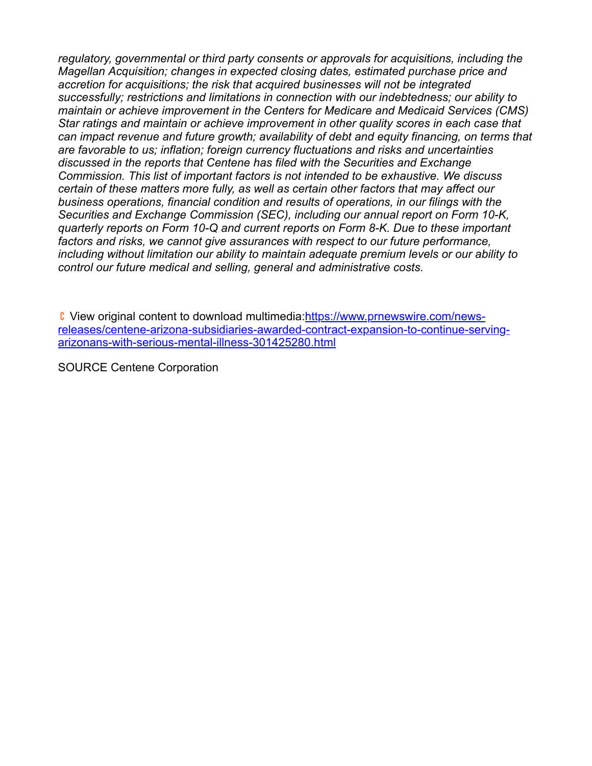*regulatory, governmental or third party consents or approvals for acquisitions, including the Magellan Acquisition; changes in expected closing dates, estimated purchase price and accretion for acquisitions; the risk that acquired businesses will not be integrated successfully; restrictions and limitations in connection with our indebtedness; our ability to maintain or achieve improvement in the Centers for Medicare and Medicaid Services (CMS) Star ratings and maintain or achieve improvement in other quality scores in each case that can impact revenue and future growth; availability of debt and equity financing, on terms that are favorable to us; inflation; foreign currency fluctuations and risks and uncertainties discussed in the reports that Centene has filed with the Securities and Exchange Commission. This list of important factors is not intended to be exhaustive. We discuss certain of these matters more fully, as well as certain other factors that may affect our business operations, financial condition and results of operations, in our filings with the Securities and Exchange Commission (SEC), including our annual report on Form 10-K, quarterly reports on Form 10-Q and current reports on Form 8-K. Due to these important factors and risks, we cannot give assurances with respect to our future performance, including without limitation our ability to maintain adequate premium levels or our ability to control our future medical and selling, general and administrative costs.*

View original content to download multimedia:[https://www.prnewswire.com/news-releases/centene-arizona-subsidiaries-awarded-contract-expansion-to-continue-serving-arizonans-with-serious-mental-illness-301425280.html](https://www.prnewswire.com/news-releases/centene-arizona-subsidiaries-awarded-contract-expansion-to-continue-serving-arizonans-with-serious-mental-illness-301425280.html)

SOURCE Centene Corporation